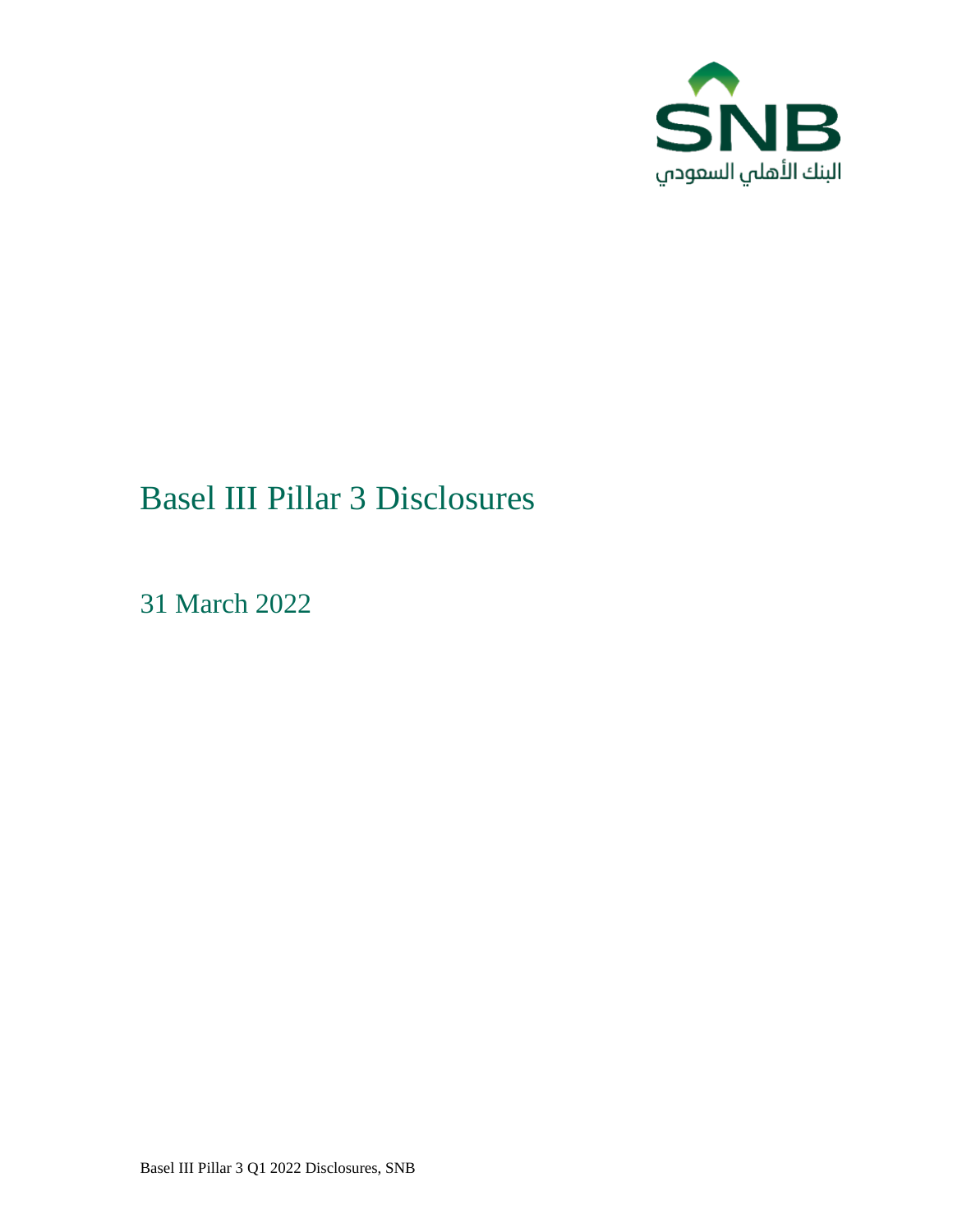SNB

البنك الأهلي السعودي

# Basel III Pillar 3 Disclosures

## 31 March 2022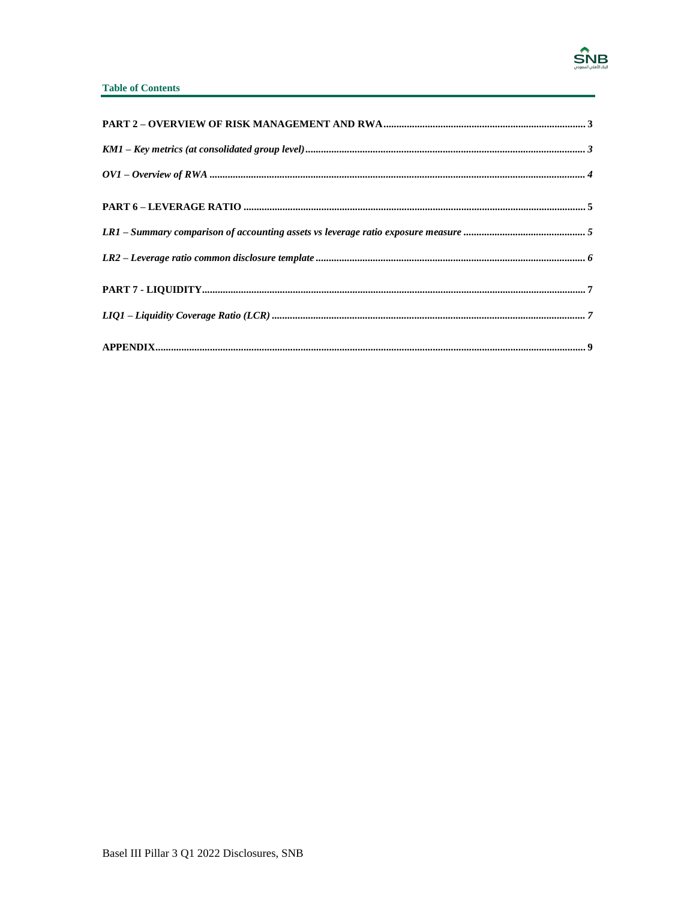**Table of Contents**

**PART 2 – OVERVIEW OF RISK MANAGEMENT AND RWA** ..... **3**

***KM1 – Key metrics (at consolidated group level)*** ..... ***3***

***OV1 – Overview of RWA*** ..... ***4***

**PART 6 – LEVERAGE RATIO** ..... **5**

***LR1 – Summary comparison of accounting assets vs leverage ratio exposure measure*** ..... ***5***

***LR2 – Leverage ratio common disclosure template*** ..... ***6***

**PART 7 - LIQUIDITY** ..... **7**

***LIQ1 – Liquidity Coverage Ratio (LCR)*** ..... ***7***

**APPENDIX** ..... **9**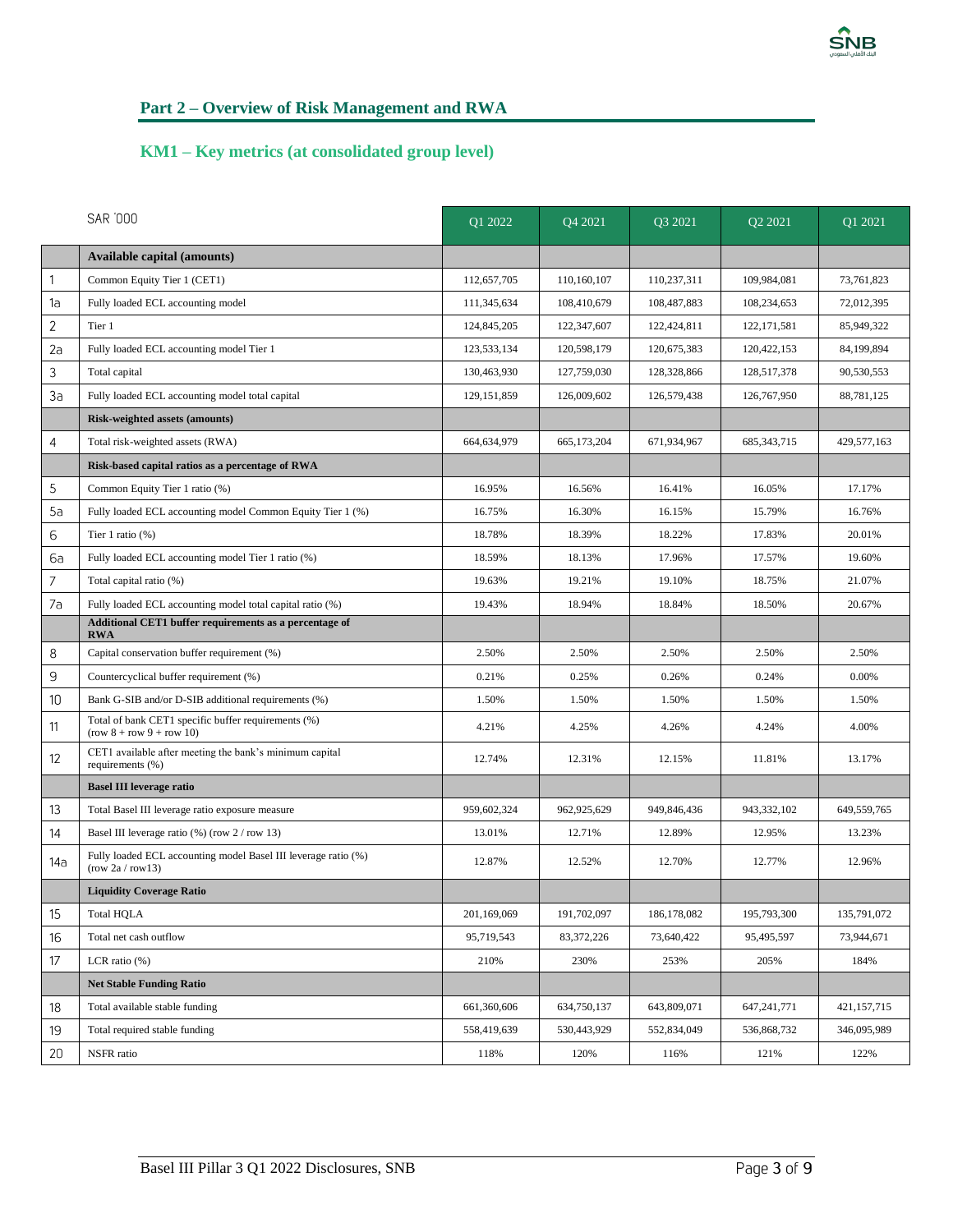## Part 2 – Overview of Risk Management and RWA

### KM1 – Key metrics (at consolidated group level)

| | SAR '000 | Q1 2022 | Q4 2021 | Q3 2021 | Q2 2021 | Q1 2021 |
|---|---|---|---|---|---|---|
| | **Available capital (amounts)** | | | | | |
| 1 | Common Equity Tier 1 (CET1) | 112,657,705 | 110,160,107 | 110,237,311 | 109,984,081 | 73,761,823 |
| 1a | Fully loaded ECL accounting model | 111,345,634 | 108,410,679 | 108,487,883 | 108,234,653 | 72,012,395 |
| 2 | Tier 1 | 124,845,205 | 122,347,607 | 122,424,811 | 122,171,581 | 85,949,322 |
| 2a | Fully loaded ECL accounting model Tier 1 | 123,533,134 | 120,598,179 | 120,675,383 | 120,422,153 | 84,199,894 |
| 3 | Total capital | 130,463,930 | 127,759,030 | 128,328,866 | 128,517,378 | 90,530,553 |
| 3a | Fully loaded ECL accounting model total capital | 129,151,859 | 126,009,602 | 126,579,438 | 126,767,950 | 88,781,125 |
| | **Risk-weighted assets (amounts)** | | | | | |
| 4 | Total risk-weighted assets (RWA) | 664,634,979 | 665,173,204 | 671,934,967 | 685,343,715 | 429,577,163 |
| | **Risk-based capital ratios as a percentage of RWA** | | | | | |
| 5 | Common Equity Tier 1 ratio (%) | 16.95% | 16.56% | 16.41% | 16.05% | 17.17% |
| 5a | Fully loaded ECL accounting model Common Equity Tier 1 (%) | 16.75% | 16.30% | 16.15% | 15.79% | 16.76% |
| 6 | Tier 1 ratio (%) | 18.78% | 18.39% | 18.22% | 17.83% | 20.01% |
| 6a | Fully loaded ECL accounting model Tier 1 ratio (%) | 18.59% | 18.13% | 17.96% | 17.57% | 19.60% |
| 7 | Total capital ratio (%) | 19.63% | 19.21% | 19.10% | 18.75% | 21.07% |
| 7a | Fully loaded ECL accounting model total capital ratio (%) | 19.43% | 18.94% | 18.84% | 18.50% | 20.67% |
| | **Additional CET1 buffer requirements as a percentage of RWA** | | | | | |
| 8 | Capital conservation buffer requirement (%) | 2.50% | 2.50% | 2.50% | 2.50% | 2.50% |
| 9 | Countercyclical buffer requirement (%) | 0.21% | 0.25% | 0.26% | 0.24% | 0.00% |
| 10 | Bank G-SIB and/or D-SIB additional requirements (%) | 1.50% | 1.50% | 1.50% | 1.50% | 1.50% |
| 11 | Total of bank CET1 specific buffer requirements (%) (row 8 + row 9 + row 10) | 4.21% | 4.25% | 4.26% | 4.24% | 4.00% |
| 12 | CET1 available after meeting the bank's minimum capital requirements (%) | 12.74% | 12.31% | 12.15% | 11.81% | 13.17% |
| | **Basel III leverage ratio** | | | | | |
| 13 | Total Basel III leverage ratio exposure measure | 959,602,324 | 962,925,629 | 949,846,436 | 943,332,102 | 649,559,765 |
| 14 | Basel III leverage ratio (%) (row 2 / row 13) | 13.01% | 12.71% | 12.89% | 12.95% | 13.23% |
| 14a | Fully loaded ECL accounting model Basel III leverage ratio (%) (row 2a / row13) | 12.87% | 12.52% | 12.70% | 12.77% | 12.96% |
| | **Liquidity Coverage Ratio** | | | | | |
| 15 | Total HQLA | 201,169,069 | 191,702,097 | 186,178,082 | 195,793,300 | 135,791,072 |
| 16 | Total net cash outflow | 95,719,543 | 83,372,226 | 73,640,422 | 95,495,597 | 73,944,671 |
| 17 | LCR ratio (%) | 210% | 230% | 253% | 205% | 184% |
| | **Net Stable Funding Ratio** | | | | | |
| 18 | Total available stable funding | 661,360,606 | 634,750,137 | 643,809,071 | 647,241,771 | 421,157,715 |
| 19 | Total required stable funding | 558,419,639 | 530,443,929 | 552,834,049 | 536,868,732 | 346,095,989 |
| 20 | NSFR ratio | 118% | 120% | 116% | 121% | 122% |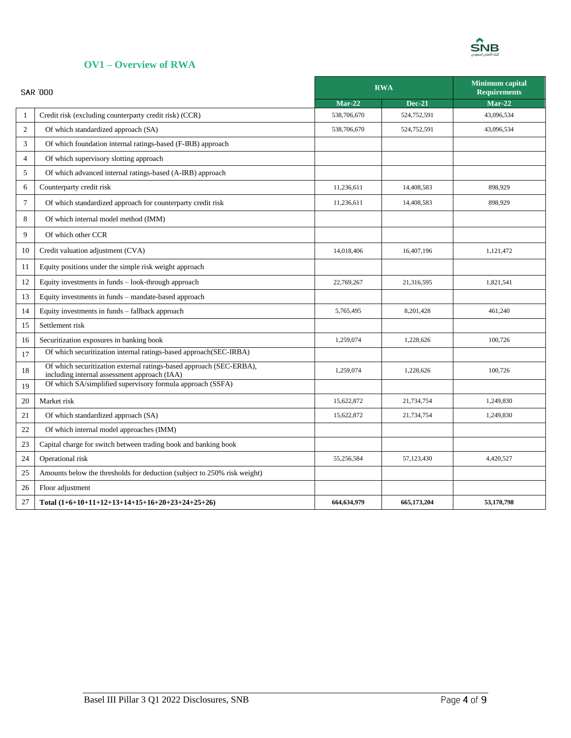## OV1 – Overview of RWA

| | SAR '000 | RWA | | Minimum capital Requirements |
|---|---|---|---|---|
| | | Mar-22 | Dec-21 | Mar-22 |
| 1 | Credit risk (excluding counterparty credit risk) (CCR) | 538,706,670 | 524,752,591 | 43,096,534 |
| 2 | Of which standardized approach (SA) | 538,706,670 | 524,752,591 | 43,096,534 |
| 3 | Of which foundation internal ratings-based (F-IRB) approach | | | |
| 4 | Of which supervisory slotting approach | | | |
| 5 | Of which advanced internal ratings-based (A-IRB) approach | | | |
| 6 | Counterparty credit risk | 11,236,611 | 14,408,583 | 898,929 |
| 7 | Of which standardized approach for counterparty credit risk | 11,236,611 | 14,408,583 | 898,929 |
| 8 | Of which internal model method (IMM) | | | |
| 9 | Of which other CCR | | | |
| 10 | Credit valuation adjustment (CVA) | 14,018,406 | 16,407,196 | 1,121,472 |
| 11 | Equity positions under the simple risk weight approach | | | |
| 12 | Equity investments in funds – look-through approach | 22,769,267 | 21,316,595 | 1,821,541 |
| 13 | Equity investments in funds – mandate-based approach | | | |
| 14 | Equity investments in funds – fallback approach | 5,765,495 | 8,201,428 | 461,240 |
| 15 | Settlement risk | | | |
| 16 | Securitization exposures in banking book | 1,259,074 | 1,228,626 | 100,726 |
| 17 | Of which securitization internal ratings-based approach(SEC-IRBA) | | | |
| 18 | Of which securitization external ratings-based approach (SEC-ERBA), including internal assessment approach (IAA) | 1,259,074 | 1,228,626 | 100,726 |
| 19 | Of which SA/simplified supervisory formula approach (SSFA) | | | |
| 20 | Market risk | 15,622,872 | 21,734,754 | 1,249,830 |
| 21 | Of which standardized approach (SA) | 15,622,872 | 21,734,754 | 1,249,830 |
| 22 | Of which internal model approaches (IMM) | | | |
| 23 | Capital charge for switch between trading book and banking book | | | |
| 24 | Operational risk | 55,256,584 | 57,123,430 | 4,420,527 |
| 25 | Amounts below the thresholds for deduction (subject to 250% risk weight) | | | |
| 26 | Floor adjustment | | | |
| 27 | **Total (1+6+10+11+12+13+14+15+16+20+23+24+25+26)** | **664,634,979** | **665,173,204** | **53,170,798** |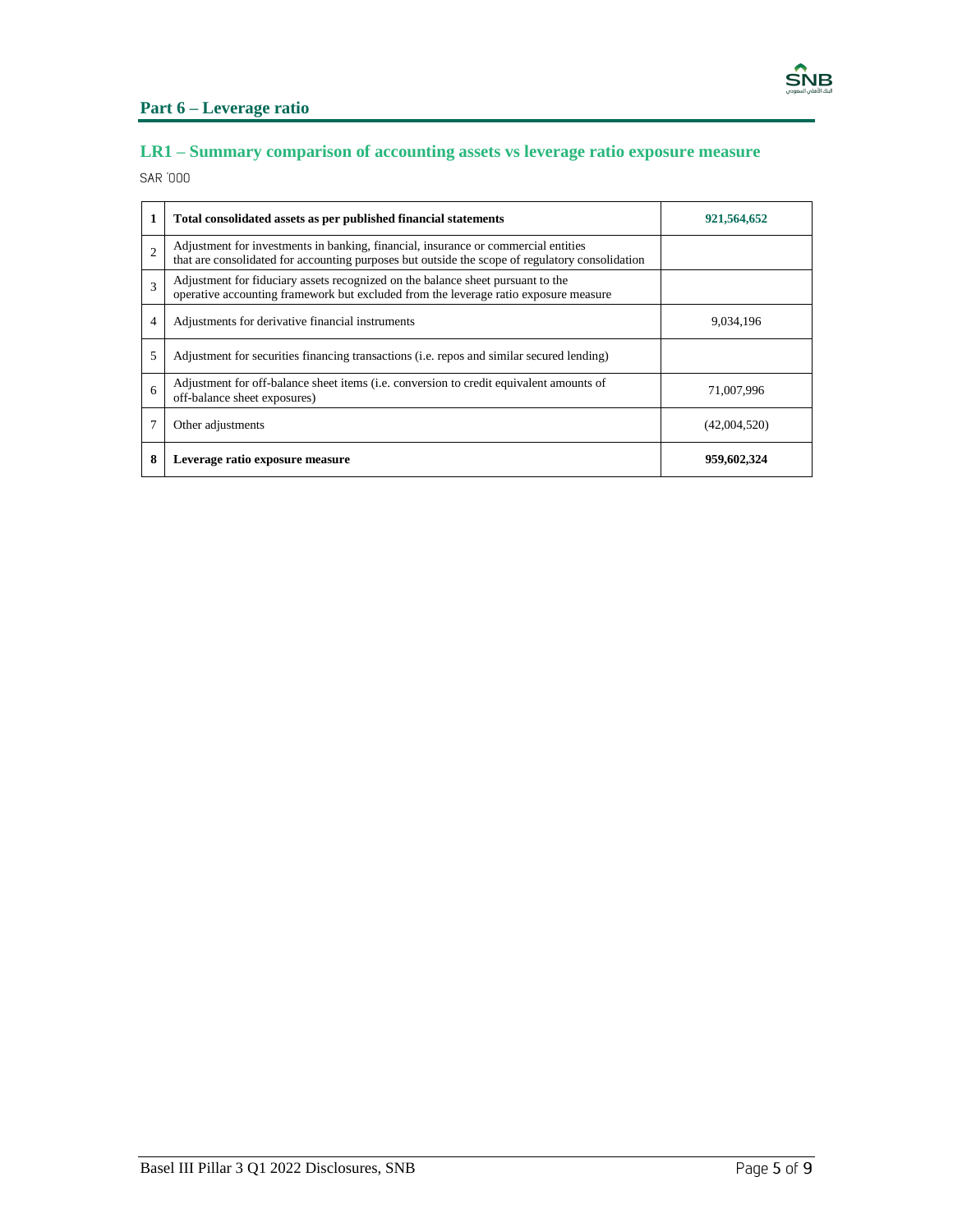## Part 6 – Leverage ratio

### LR1 – Summary comparison of accounting assets vs leverage ratio exposure measure

SAR '000

| | | |
|---|---|---|
| **1** | **Total consolidated assets as per published financial statements** | **921,564,652** |
| 2 | Adjustment for investments in banking, financial, insurance or commercial entities that are consolidated for accounting purposes but outside the scope of regulatory consolidation | |
| 3 | Adjustment for fiduciary assets recognized on the balance sheet pursuant to the operative accounting framework but excluded from the leverage ratio exposure measure | |
| 4 | Adjustments for derivative financial instruments | 9,034,196 |
| 5 | Adjustment for securities financing transactions (i.e. repos and similar secured lending) | |
| 6 | Adjustment for off-balance sheet items (i.e. conversion to credit equivalent amounts of off-balance sheet exposures) | 71,007,996 |
| 7 | Other adjustments | (42,004,520) |
| **8** | **Leverage ratio exposure measure** | **959,602,324** |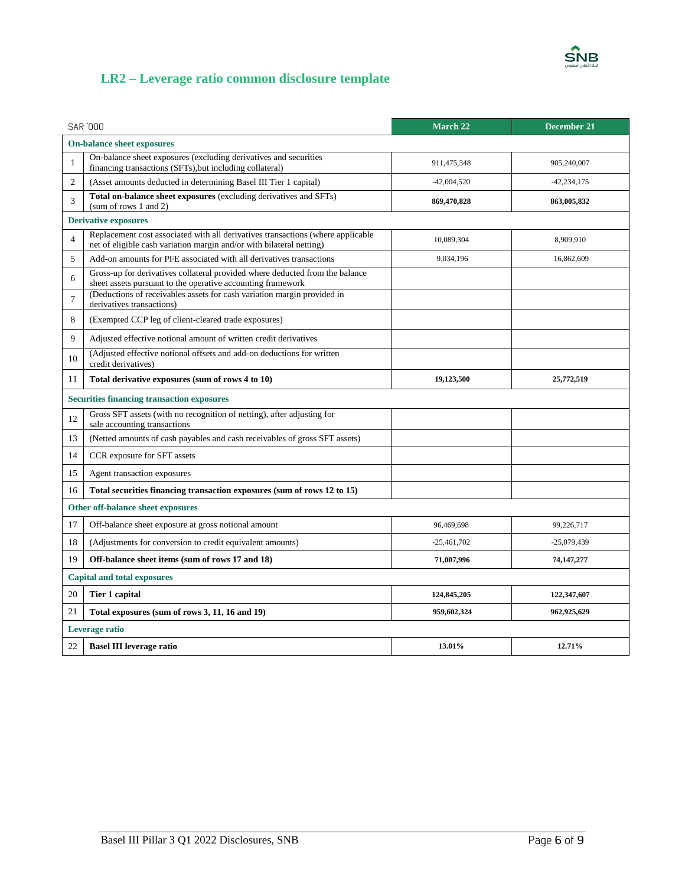## LR2 – Leverage ratio common disclosure template

| | SAR '000 | March 22 | December 21 |
|---|---|---|---|
| | **On-balance sheet exposures** | | |
| 1 | On-balance sheet exposures (excluding derivatives and securities financing transactions (SFTs),but including collateral) | 911,475,348 | 905,240,007 |
| 2 | (Asset amounts deducted in determining Basel III Tier 1 capital) | -42,004,520 | -42,234,175 |
| 3 | **Total on-balance sheet exposures** (excluding derivatives and SFTs) (sum of rows 1 and 2) | **869,470,828** | **863,005,832** |
| | **Derivative exposures** | | |
| 4 | Replacement cost associated with all derivatives transactions (where applicable net of eligible cash variation margin and/or with bilateral netting) | 10,089,304 | 8,909,910 |
| 5 | Add-on amounts for PFE associated with all derivatives transactions | 9,034,196 | 16,862,609 |
| 6 | Gross-up for derivatives collateral provided where deducted from the balance sheet assets pursuant to the operative accounting framework | | |
| 7 | (Deductions of receivables assets for cash variation margin provided in derivatives transactions) | | |
| 8 | (Exempted CCP leg of client-cleared trade exposures) | | |
| 9 | Adjusted effective notional amount of written credit derivatives | | |
| 10 | (Adjusted effective notional offsets and add-on deductions for written credit derivatives) | | |
| 11 | **Total derivative exposures (sum of rows 4 to 10)** | **19,123,500** | **25,772,519** |
| | **Securities financing transaction exposures** | | |
| 12 | Gross SFT assets (with no recognition of netting), after adjusting for sale accounting transactions | | |
| 13 | (Netted amounts of cash payables and cash receivables of gross SFT assets) | | |
| 14 | CCR exposure for SFT assets | | |
| 15 | Agent transaction exposures | | |
| 16 | **Total securities financing transaction exposures (sum of rows 12 to 15)** | | |
| | **Other off-balance sheet exposures** | | |
| 17 | Off-balance sheet exposure at gross notional amount | 96,469,698 | 99,226,717 |
| 18 | (Adjustments for conversion to credit equivalent amounts) | -25,461,702 | -25,079,439 |
| 19 | **Off-balance sheet items (sum of rows 17 and 18)** | **71,007,996** | **74,147,277** |
| | **Capital and total exposures** | | |
| 20 | **Tier 1 capital** | **124,845,205** | **122,347,607** |
| 21 | **Total exposures (sum of rows 3, 11, 16 and 19)** | **959,602,324** | **962,925,629** |
| | **Leverage ratio** | | |
| 22 | **Basel III leverage ratio** | **13.01%** | **12.71%** |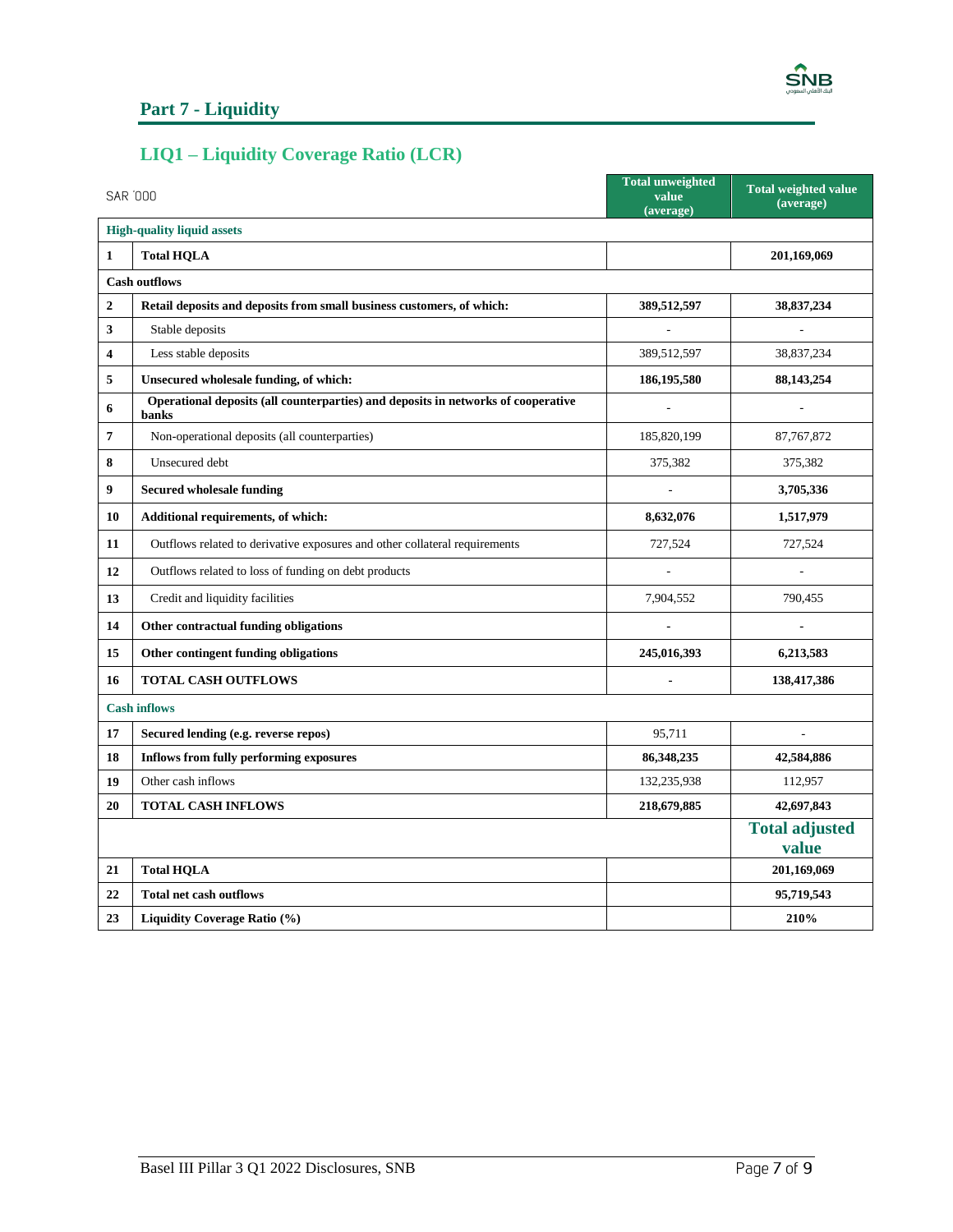## Part 7 - Liquidity

### LIQ1 – Liquidity Coverage Ratio (LCR)

| | SAR '000 | Total unweighted value (average) | Total weighted value (average) |
|---|---|---|---|
| **High-quality liquid assets** | | | |
| **1** | **Total HQLA** | | **201,169,069** |
| **Cash outflows** | | | |
| **2** | **Retail deposits and deposits from small business customers, of which:** | **389,512,597** | **38,837,234** |
| **3** | Stable deposits | - | - |
| **4** | Less stable deposits | 389,512,597 | 38,837,234 |
| **5** | **Unsecured wholesale funding, of which:** | **186,195,580** | **88,143,254** |
| **6** | **Operational deposits (all counterparties) and deposits in networks of cooperative banks** | - | - |
| **7** | Non-operational deposits (all counterparties) | 185,820,199 | 87,767,872 |
| **8** | Unsecured debt | 375,382 | 375,382 |
| **9** | **Secured wholesale funding** | - | **3,705,336** |
| **10** | **Additional requirements, of which:** | **8,632,076** | **1,517,979** |
| **11** | Outflows related to derivative exposures and other collateral requirements | 727,524 | 727,524 |
| **12** | Outflows related to loss of funding on debt products | - | - |
| **13** | Credit and liquidity facilities | 7,904,552 | 790,455 |
| **14** | **Other contractual funding obligations** | - | - |
| **15** | **Other contingent funding obligations** | **245,016,393** | **6,213,583** |
| **16** | **TOTAL CASH OUTFLOWS** | - | **138,417,386** |
| **Cash inflows** | | | |
| **17** | **Secured lending (e.g. reverse repos)** | 95,711 | - |
| **18** | **Inflows from fully performing exposures** | **86,348,235** | **42,584,886** |
| **19** | Other cash inflows | 132,235,938 | 112,957 |
| **20** | **TOTAL CASH INFLOWS** | **218,679,885** | **42,697,843** |
| | | | **Total adjusted value** |
| **21** | **Total HQLA** | | **201,169,069** |
| **22** | **Total net cash outflows** | | **95,719,543** |
| **23** | **Liquidity Coverage Ratio (%)** | | **210%** |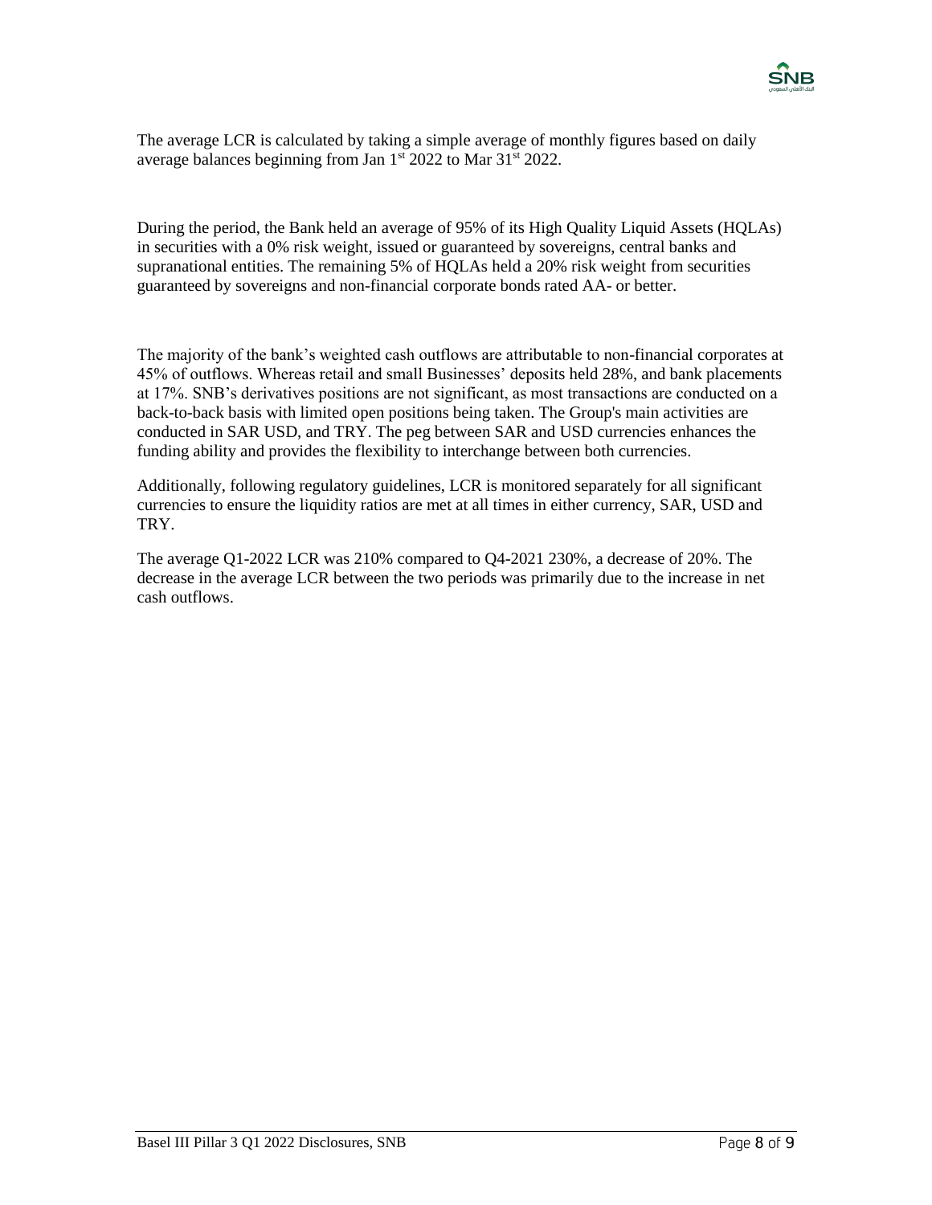The average LCR is calculated by taking a simple average of monthly figures based on daily average balances beginning from Jan 1st 2022 to Mar 31st 2022.

During the period, the Bank held an average of 95% of its High Quality Liquid Assets (HQLAs) in securities with a 0% risk weight, issued or guaranteed by sovereigns, central banks and supranational entities. The remaining 5% of HQLAs held a 20% risk weight from securities guaranteed by sovereigns and non-financial corporate bonds rated AA- or better.

The majority of the bank's weighted cash outflows are attributable to non-financial corporates at 45% of outflows. Whereas retail and small Businesses' deposits held 28%, and bank placements at 17%. SNB's derivatives positions are not significant, as most transactions are conducted on a back-to-back basis with limited open positions being taken. The Group's main activities are conducted in SAR USD, and TRY. The peg between SAR and USD currencies enhances the funding ability and provides the flexibility to interchange between both currencies.

Additionally, following regulatory guidelines, LCR is monitored separately for all significant currencies to ensure the liquidity ratios are met at all times in either currency, SAR, USD and TRY.

The average Q1-2022 LCR was 210% compared to Q4-2021 230%, a decrease of 20%. The decrease in the average LCR between the two periods was primarily due to the increase in net cash outflows.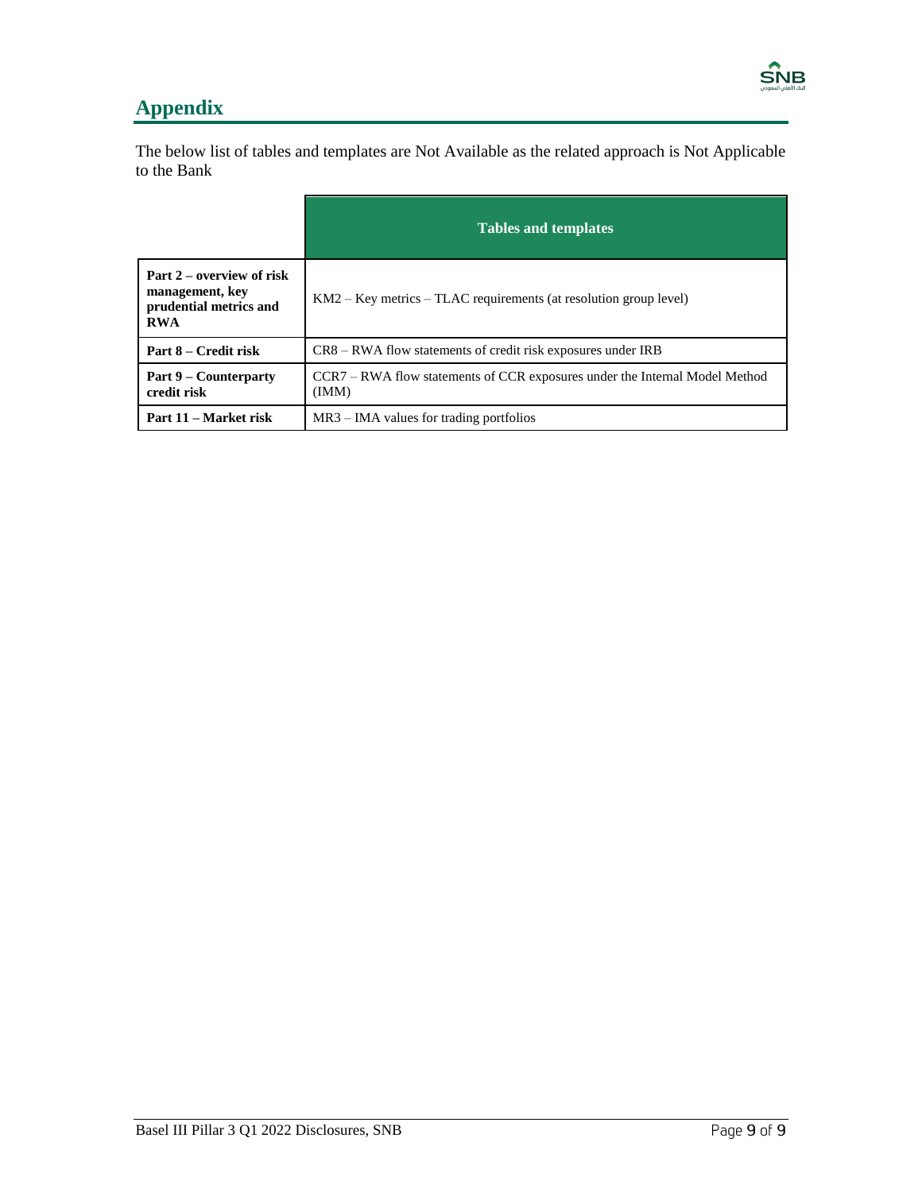# Appendix

The below list of tables and templates are Not Available as the related approach is Not Applicable to the Bank

| | Tables and templates |
|---|---|
| **Part 2 – overview of risk management, key prudential metrics and RWA** | KM2 – Key metrics – TLAC requirements (at resolution group level) |
| **Part 8 – Credit risk** | CR8 – RWA flow statements of credit risk exposures under IRB |
| **Part 9 – Counterparty credit risk** | CCR7 – RWA flow statements of CCR exposures under the Internal Model Method (IMM) |
| **Part 11 – Market risk** | MR3 – IMA values for trading portfolios |